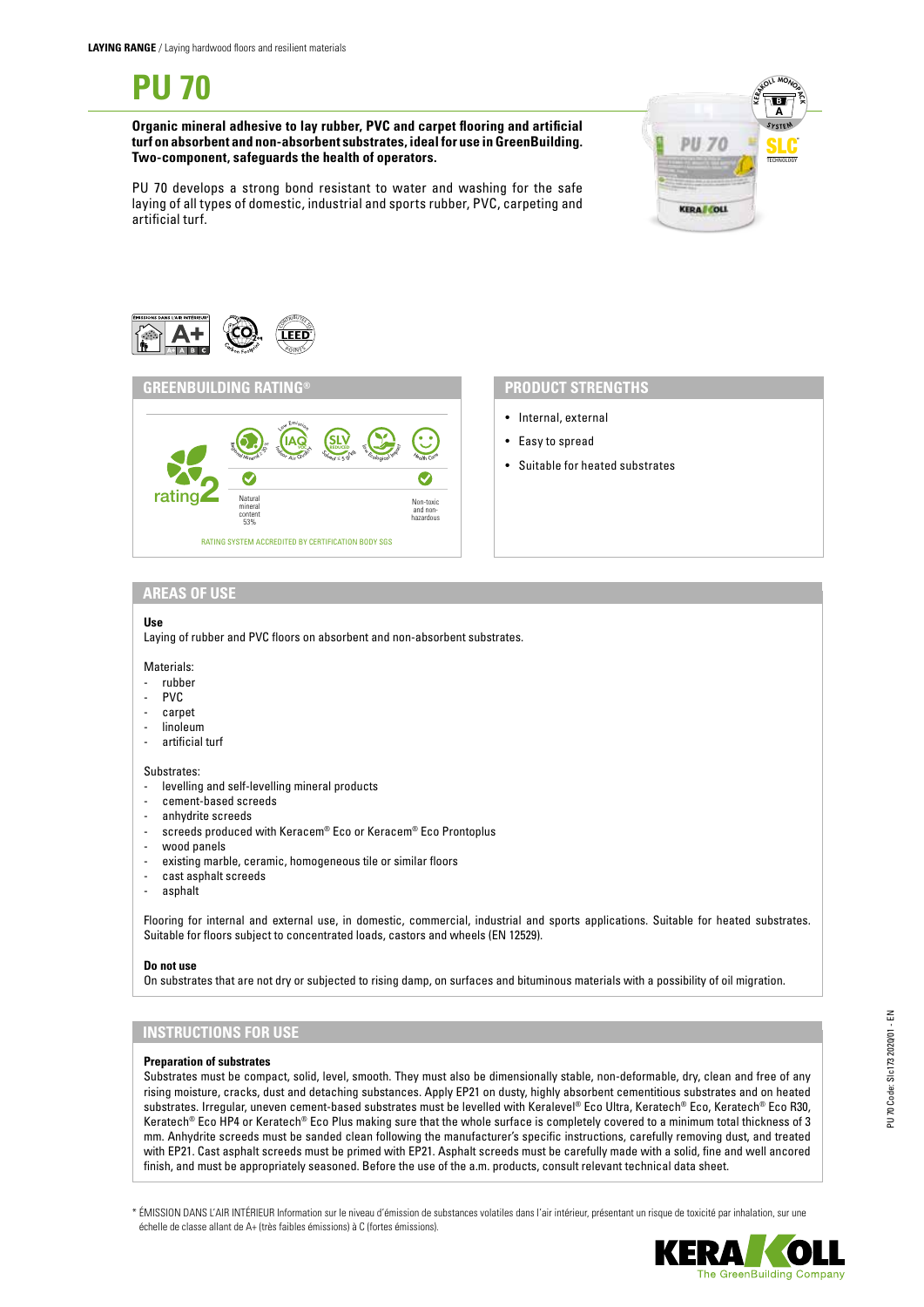**LAYING RANGE** / Laying hardwood floors and resilient materials

# PU 70

**Organic mineral adhesive to lay rubber, PVC and carpet flooring and artificial turf on absorbent and non-absorbent substrates, ideal for use in GreenBuilding. Two-component, safeguards the health of operators.**

PU 70 develops a strong bond resistant to water and washing for the safe laying of all types of domestic, industrial and sports rubber, PVC, carpeting and artificial turf.

## GREENBUILDING RATING®

rating 2

- Natural mineral content 53%
- Non-toxic and non-hazardous

RATING SYSTEM ACCREDITED BY CERTIFICATION BODY SGS

## PRODUCT STRENGTHS

- Internal, external
- Easy to spread
- Suitable for heated substrates

## AREAS OF USE

**Use**

Laying of rubber and PVC floors on absorbent and non-absorbent substrates.

Materials:
- rubber
- PVC
- carpet
- linoleum
- artificial turf

Substrates:
- levelling and self-levelling mineral products
- cement-based screeds
- anhydrite screeds
- screeds produced with Keracem® Eco or Keracem® Eco Prontoplus
- wood panels
- existing marble, ceramic, homogeneous tile or similar floors
- cast asphalt screeds
- asphalt

Flooring for internal and external use, in domestic, commercial, industrial and sports applications. Suitable for heated substrates. Suitable for floors subject to concentrated loads, castors and wheels (EN 12529).

**Do not use**

On substrates that are not dry or subjected to rising damp, on surfaces and bituminous materials with a possibility of oil migration.

## INSTRUCTIONS FOR USE

**Preparation of substrates**

Substrates must be compact, solid, level, smooth. They must also be dimensionally stable, non-deformable, dry, clean and free of any rising moisture, cracks, dust and detaching substances. Apply EP21 on dusty, highly absorbent cementitious substrates and on heated substrates. Irregular, uneven cement-based substrates must be levelled with Keralevel® Eco Ultra, Keratech® Eco, Keratech® Eco R30, Keratech® Eco HP4 or Keratech® Eco Plus making sure that the whole surface is completely covered to a minimum total thickness of 3 mm. Anhydrite screeds must be sanded clean following the manufacturer's specific instructions, carefully removing dust, and treated with EP21. Cast asphalt screeds must be primed with EP21. Asphalt screeds must be carefully made with a solid, fine and well ancored finish, and must be appropriately seasoned. Before the use of the a.m. products, consult relevant technical data sheet.

\* ÉMISSION DANS L'AIR INTÉRIEUR Information sur le niveau d'émission de substances volatiles dans l'air intérieur, présentant un risque de toxicité par inhalation, sur une échelle de classe allant de A+ (très faibles émissions) à C (fortes émissions).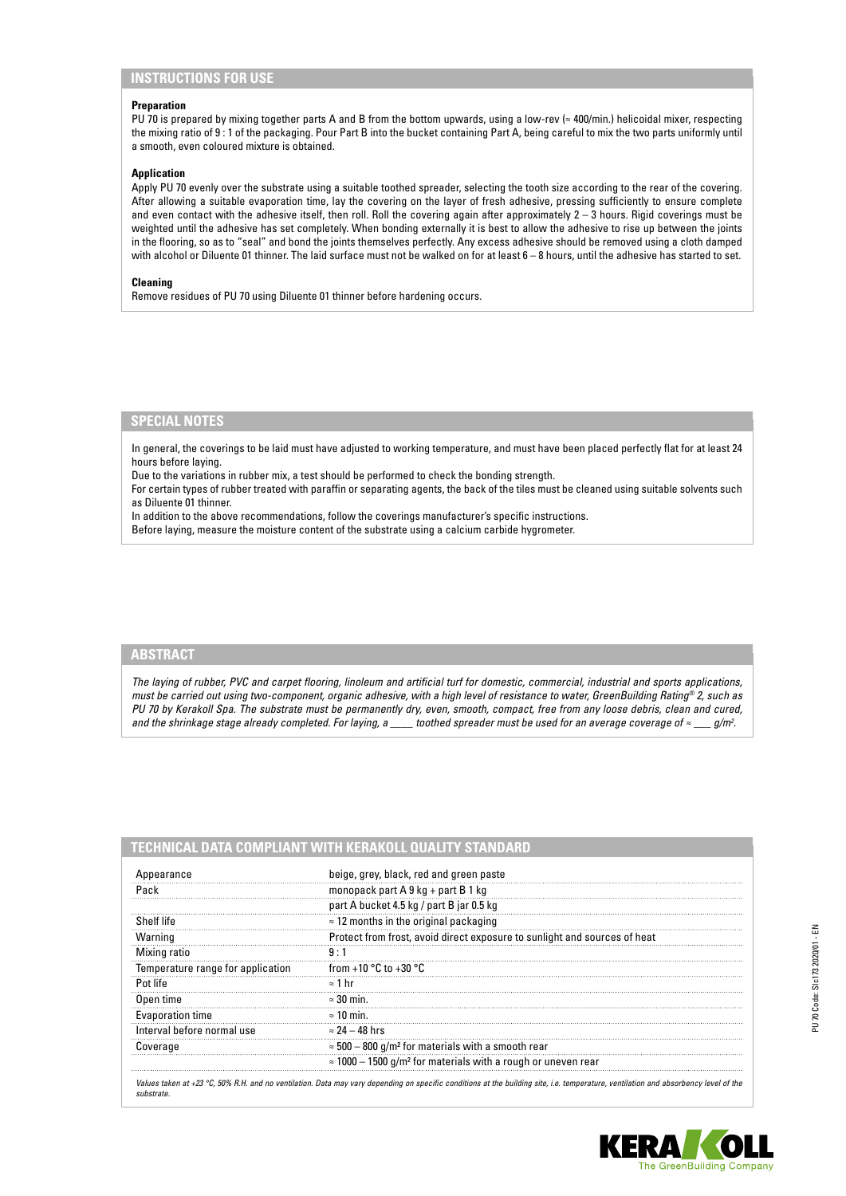## INSTRUCTIONS FOR USE

**Preparation**

PU 70 is prepared by mixing together parts A and B from the bottom upwards, using a low-rev (≈ 400/min.) helicoidal mixer, respecting the mixing ratio of 9 : 1 of the packaging. Pour Part B into the bucket containing Part A, being careful to mix the two parts uniformly until a smooth, even coloured mixture is obtained.

**Application**

Apply PU 70 evenly over the substrate using a suitable toothed spreader, selecting the tooth size according to the rear of the covering. After allowing a suitable evaporation time, lay the covering on the layer of fresh adhesive, pressing sufficiently to ensure complete and even contact with the adhesive itself, then roll. Roll the covering again after approximately 2 – 3 hours. Rigid coverings must be weighted until the adhesive has set completely. When bonding externally it is best to allow the adhesive to rise up between the joints in the flooring, so as to "seal" and bond the joints themselves perfectly. Any excess adhesive should be removed using a cloth damped with alcohol or Diluente 01 thinner. The laid surface must not be walked on for at least 6 – 8 hours, until the adhesive has started to set.

**Cleaning**

Remove residues of PU 70 using Diluente 01 thinner before hardening occurs.

## SPECIAL NOTES

In general, the coverings to be laid must have adjusted to working temperature, and must have been placed perfectly flat for at least 24 hours before laying.

Due to the variations in rubber mix, a test should be performed to check the bonding strength.

For certain types of rubber treated with paraffin or separating agents, the back of the tiles must be cleaned using suitable solvents such as Diluente 01 thinner.

In addition to the above recommendations, follow the coverings manufacturer's specific instructions.

Before laying, measure the moisture content of the substrate using a calcium carbide hygrometer.

## ABSTRACT

*The laying of rubber, PVC and carpet flooring, linoleum and artificial turf for domestic, commercial, industrial and sports applications, must be carried out using two-component, organic adhesive, with a high level of resistance to water, GreenBuilding Rating® 2, such as PU 70 by Kerakoll Spa. The substrate must be permanently dry, even, smooth, compact, free from any loose debris, clean and cured, and the shrinkage stage already completed. For laying, a ____ toothed spreader must be used for an average coverage of ≈ ___ g/m².*

## TECHNICAL DATA COMPLIANT WITH KERAKOLL QUALITY STANDARD

| | |
|---|---|
| Appearance | beige, grey, black, red and green paste |
| Pack | monopack part A 9 kg + part B 1 kg |
| | part A bucket 4.5 kg / part B jar 0.5 kg |
| Shelf life | ≈ 12 months in the original packaging |
| Warning | Protect from frost, avoid direct exposure to sunlight and sources of heat |
| Mixing ratio | 9 : 1 |
| Temperature range for application | from +10 °C to +30 °C |
| Pot life | ≈ 1 hr |
| Open time | ≈ 30 min. |
| Evaporation time | ≈ 10 min. |
| Interval before normal use | ≈ 24 – 48 hrs |
| Coverage | ≈ 500 – 800 g/m² for materials with a smooth rear |
| | ≈ 1000 – 1500 g/m² for materials with a rough or uneven rear |

*Values taken at +23 °C, 50% R.H. and no ventilation. Data may vary depending on specific conditions at the building site, i.e. temperature, ventilation and absorbency level of the substrate.*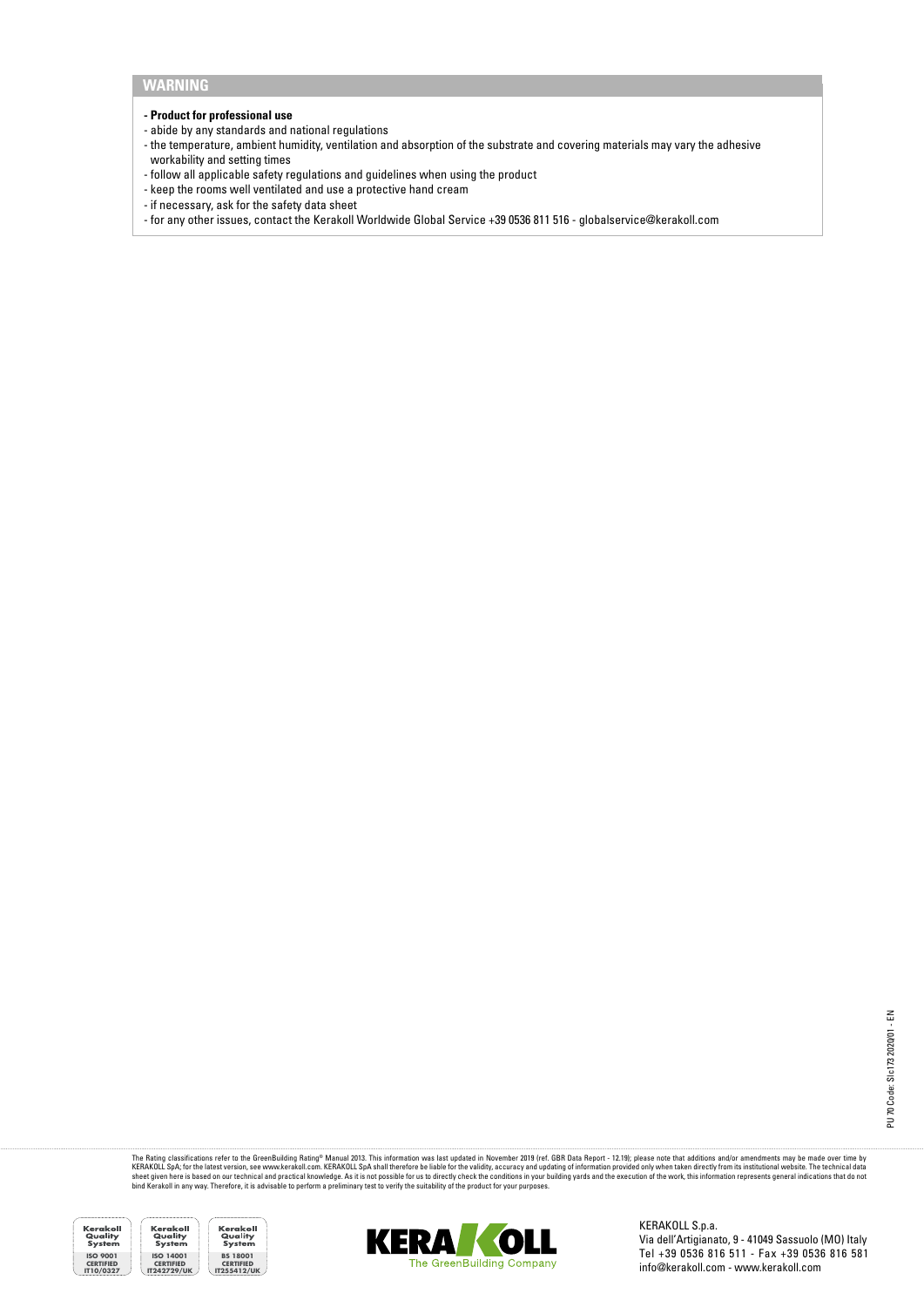## WARNING

- **Product for professional use**
- abide by any standards and national regulations
- the temperature, ambient humidity, ventilation and absorption of the substrate and covering materials may vary the adhesive workability and setting times
- follow all applicable safety regulations and guidelines when using the product
- keep the rooms well ventilated and use a protective hand cream
- if necessary, ask for the safety data sheet
- for any other issues, contact the Kerakoll Worldwide Global Service +39 0536 811 516 - globalservice@kerakoll.com

PU 70 Code: S1c173 2020/01 - EN

The Rating classifications refer to the GreenBuilding Rating® Manual 2013. This information was last updated in November 2019 (ref. GBR Data Report - 12.19); please note that additions and/or amendments may be made over time by KERAKOLL SpA; for the latest version, see www.kerakoll.com. KERAKOLL SpA shall therefore be liable for the validity, accuracy and updating of information provided only when taken directly from its institutional website. The technical data sheet given here is based on our technical and practical knowledge. As it is not possible for us to directly check the conditions in your building yards and the execution of the work, this information represents general indications that do not bind Kerakoll in any way. Therefore, it is advisable to perform a preliminary test to verify the suitability of the product for your purposes.

Kerakoll Quality System ISO 9001 CERTIFIED IT10/0327

Kerakoll Quality System ISO 14001 CERTIFIED IT242729/UK

Kerakoll Quality System BS 18001 CERTIFIED IT255412/UK

KERAKOLL The GreenBuilding Company

KERAKOLL S.p.a.
Via dell'Artigianato, 9 - 41049 Sassuolo (MO) Italy
Tel +39 0536 816 511 - Fax +39 0536 816 581
info@kerakoll.com - www.kerakoll.com